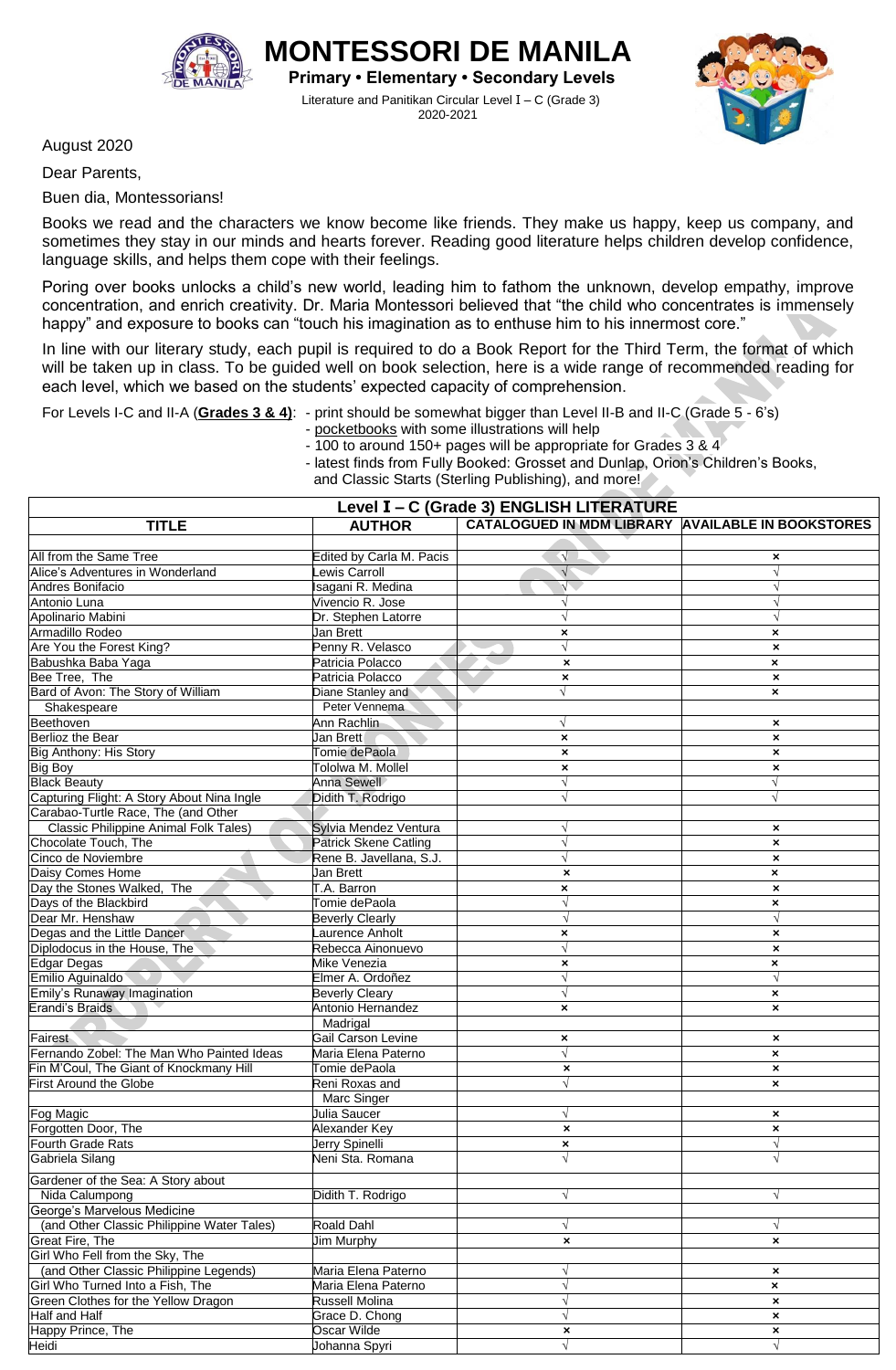# MONTESSORI DE MANILA

**Primary • Elementary • Secondary Levels**

Literature and Panitikan Circular Level I – C (Grade 3)
2020-2021

August 2020

Dear Parents,

Buen dia, Montessorians!

Books we read and the characters we know become like friends. They make us happy, keep us company, and sometimes they stay in our minds and hearts forever. Reading good literature helps children develop confidence, language skills, and helps them cope with their feelings.

Poring over books unlocks a child's new world, leading him to fathom the unknown, develop empathy, improve concentration, and enrich creativity. Dr. Maria Montessori believed that "the child who concentrates is immensely happy" and exposure to books can "touch his imagination as to enthuse him to his innermost core."

In line with our literary study, each pupil is required to do a Book Report for the Third Term, the format of which will be taken up in class. To be guided well on book selection, here is a wide range of recommended reading for each level, which we based on the students' expected capacity of comprehension.

For Levels I-C and II-A (**Grades 3 & 4**):
- print should be somewhat bigger than Level II-B and II-C (Grade 5 - 6's)
- pocketbooks with some illustrations will help
- 100 to around 150+ pages will be appropriate for Grades 3 & 4
- latest finds from Fully Booked: Grosset and Dunlap, Orion's Children's Books, and Classic Starts (Sterling Publishing), and more!

| Level I – C (Grade 3) ENGLISH LITERATURE | | | |
|---|---|---|---|
| **TITLE** | **AUTHOR** | **CATALOGUED IN MDM LIBRARY** | **AVAILABLE IN BOOKSTORES** |
| All from the Same Tree | Edited by Carla M. Pacis | √ | × |
| Alice's Adventures in Wonderland | Lewis Carroll | √ | √ |
| Andres Bonifacio | Isagani R. Medina | √ | √ |
| Antonio Luna | Vivencio R. Jose | √ | √ |
| Apolinario Mabini | Dr. Stephen Latorre | √ | √ |
| Armadillo Rodeo | Jan Brett | × | × |
| Are You the Forest King? | Penny R. Velasco | √ | × |
| Babushka Baba Yaga | Patricia Polacco | × | × |
| Bee Tree, The | Patricia Polacco | × | × |
| Bard of Avon: The Story of William Shakespeare | Diane Stanley and Peter Vennema | √ | × |
| Beethoven | Ann Rachlin | √ | × |
| Berlioz the Bear | Jan Brett | × | × |
| Big Anthony: His Story | Tomie dePaola | × | × |
| Big Boy | Tololwa M. Mollel | × | × |
| Black Beauty | Anna Sewell | √ | √ |
| Capturing Flight: A Story About Nina Ingle | Didith T. Rodrigo | √ | √ |
| Carabao-Turtle Race, The (and Other Classic Philippine Animal Folk Tales) | Sylvia Mendez Ventura | √ | × |
| Chocolate Touch, The | Patrick Skene Catling | √ | × |
| Cinco de Noviembre | Rene B. Javellana, S.J. | √ | × |
| Daisy Comes Home | Jan Brett | × | × |
| Day the Stones Walked, The | T.A. Barron | × | × |
| Days of the Blackbird | Tomie dePaola | √ | × |
| Dear Mr. Henshaw | Beverly Clearly | √ | √ |
| Degas and the Little Dancer | Laurence Anholt | × | × |
| Diplodocus in the House, The | Rebecca Ainonuevo | √ | × |
| Edgar Degas | Mike Venezia | × | × |
| Emilio Aguinaldo | Elmer A. Ordoñez | √ | √ |
| Emily's Runaway Imagination | Beverly Cleary | √ | × |
| Erandi's Braids | Antonio Hernandez Madrigal | × | × |
| Fairest | Gail Carson Levine | × | × |
| Fernando Zobel: The Man Who Painted Ideas | Maria Elena Paterno | √ | × |
| Fin M'Coul, The Giant of Knockmany Hill | Tomie dePaola | × | × |
| First Around the Globe | Reni Roxas and Marc Singer | √ | × |
| Fog Magic | Julia Saucer | √ | × |
| Forgotten Door, The | Alexander Key | × | × |
| Fourth Grade Rats | Jerry Spinelli | × | √ |
| Gabriela Silang | Neni Sta. Romana | √ | √ |
| Gardener of the Sea: A Story about Nida Calumpong | Didith T. Rodrigo | √ | √ |
| George's Marvelous Medicine (and Other Classic Philippine Water Tales) | Roald Dahl | √ | √ |
| Great Fire, The | Jim Murphy | × | × |
| Girl Who Fell from the Sky, The (and Other Classic Philippine Legends) | Maria Elena Paterno | √ | × |
| Girl Who Turned Into a Fish, The | Maria Elena Paterno | √ | × |
| Green Clothes for the Yellow Dragon | Russell Molina | √ | × |
| Half and Half | Grace D. Chong | √ | × |
| Happy Prince, The | Oscar Wilde | × | × |
| Heidi | Johanna Spyri | √ | √ |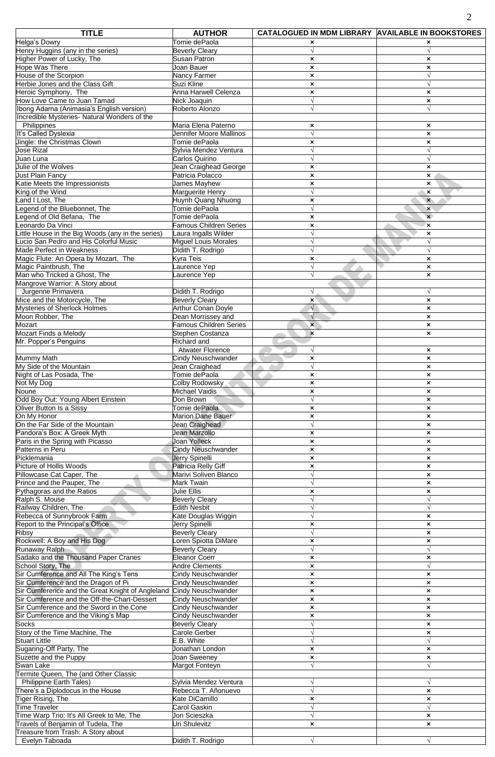| TITLE | AUTHOR | CATALOGUED IN MDM LIBRARY | AVAILABLE IN BOOKSTORES |
|---|---|---|---|
| Helga's Dowry | Tomie dePaola | × | × |
| Henry Huggins (any in the series) | Beverly Cleary | √ | √ |
| Higher Power of Lucky, The | Susan Patron | × | × |
| Hope Was There | Joan Bauer | × | × |
| House of the Scorpion | Nancy Farmer | × | √ |
| Herbie Jones and the Class Gift | Suzi Kline | × | √ |
| Heroic Symphony, The | Anna Harwell Celenza | × | × |
| How Love Came to Juan Tamad | Nick Joaquin | √ | × |
| Ibong Adarna (Animasia's English version) | Roberto Alonzo | √ | √ |
| Incredible Mysteries- Natural Wonders of the Philippines | Maria Elena Paterno | × | × |
| It's Called Dyslexia | Jennifer Moore Mallinos | √ | × |
| Jingle: the Christmas Clown | Tomie dePaola | × | × |
| Jose Rizal | Sylvia Mendez Ventura | √ | √ |
| Juan Luna | Carlos Quirino | √ | √ |
| Julie of the Wolves | Jean Craighead George | × | × |
| Just Plain Fancy | Patricia Polacco | × | × |
| Katie Meets the Impressionists | James Mayhew | × | × |
| King of the Wind | Marguerite Henry | √ | × |
| Land I Lost, The | Huynh Quang Nhuong | × | × |
| Legend of the Bluebonnet, The | Tomie dePaola | √ | × |
| Legend of Old Befana, The | Tomie dePaola | × | × |
| Leonardo Da Vinci | Famous Children Series | × | × |
| Little House in the Big Woods (any in the series) | Laura Ingalls Wilder | √ | × |
| Lucio San Pedro and His Colorful Music | Miguel Louis Morales | √ | √ |
| Made Perfect in Weakness | Didith T. Rodrigo | √ | √ |
| Magic Flute: An Opera by Mozart, The | Kyra Teis | × | × |
| Magic Paintbrush, The | Laurence Yep | √ | × |
| Man who Tricked a Ghost, The | Laurence Yep | √ | × |
| Mangrove Warrior: A Story about Jurgenne Primavera | Didith T. Rodrigo | √ | √ |
| Mice and the Motorcycle, The | Beverly Cleary | × | × |
| Mysteries of Sherlock Holmes | Arthur Conan Doyle | √ | × |
| Moon Robber, The | Dean Morrissey and | √ | × |
| Mozart | Famous Children Series | × | × |
| Mozart Finds a Melody | Stephen Costanza | × | × |
| Mr. Popper's Penguins | Richard and Atwater Florence | √ | × |
| Mummy Math | Cindy Neuschwander | × | × |
| My Side of the Mountain | Jean Craighead | √ | × |
| Night of Las Posada, The | Tomie dePaola | × | × |
| Not My Dog | Colby Rodowsky | × | × |
| Noune | Michael Vaidis | × | × |
| Odd Boy Out: Young Albert Einstein | Don Brown | √ | × |
| Oliver Button Is a Sissy | Tomie dePaola | × | × |
| On My Honor | Marion Dane Bauer | × | × |
| On the Far Side of the Mountain | Jean Craighead | √ | × |
| Pandora's Box: A Greek Myth | Jean Marzollo | × | × |
| Paris in the Spring with Picasso | Joan Yolleck | × | × |
| Patterns in Peru | Cindy Neuschwander | × | × |
| Picklemania | Jerry Spinelli | × | × |
| Picture of Hollis Woods | Patricia Relly Giff | × | × |
| Pillowcase Cat Caper, The | Marivi Soliven Blanco | √ | × |
| Prince and the Pauper, The | Mark Twain | √ | × |
| Pythagoras and the Ratios | Julie Ellis | × | × |
| Ralph S. Mouse | Beverly Cleary | √ | √ |
| Railway Children, The | Edith Nesbit | √ | √ |
| Rebecca of Sunnybrook Farm | Kate Douglas Wiggin | √ | × |
| Report to the Principal's Office | Jerry Spinelli | × | × |
| Ribsy | Beverly Cleary | √ | × |
| Rockwell: A Boy and His Dog | Loren Spiotta DiMare | × | × |
| Runaway Ralph | Beverly Cleary | √ | √ |
| Sadako and the Thousand Paper Cranes | Eleanor Coerr | × | × |
| School Story, The | Andre Clements | × | √ |
| Sir Cumference and All The King's Tens | Cindy Neuschwander | × | × |
| Sir Cumference and the Dragon of Pi | Cindy Neuschwander | × | × |
| Sir Cumference and the Great Knight of Angleland | Cindy Neuschwander | × | × |
| Sir Cumference and the Off-the-Chart-Dessert | Cindy Neuschwander | × | × |
| Sir Cumference and the Sword in the Cone | Cindy Neuschwander | × | × |
| Sir Cumference and the Viking's Map | Cindy Neuschwander | × | × |
| Socks | Beverly Cleary | √ | × |
| Story of the Time Machine, The | Carole Gerber | √ | × |
| Stuart Little | E.B. White | √ | √ |
| Sugaring-Off Party, The | Jonathan London | × | × |
| Suzette and the Puppy | Joan Sweeney | × | × |
| Swan Lake | Margot Fonteyn | √ | √ |
| Termite Queen, The (and Other Classic Philippine Earth Tales) | Sylvia Mendez Ventura | √ | √ |
| There's a Diplodocus in the House | Rebecca T. Añonuevo | √ | × |
| Tiger Rising, The | Kate DiCamillo | × | × |
| Time Traveler | Carol Gaskin | √ | √ |
| Time Warp Trio: It's All Greek to Me, The | Jon Scieszka | √ | × |
| Travels of Benjamin of Tudela, The | Uri Shulevitz | × | × |
| Treasure from Trash: A Story about Evelyn Taboada | Didith T. Rodrigo | √ | √ |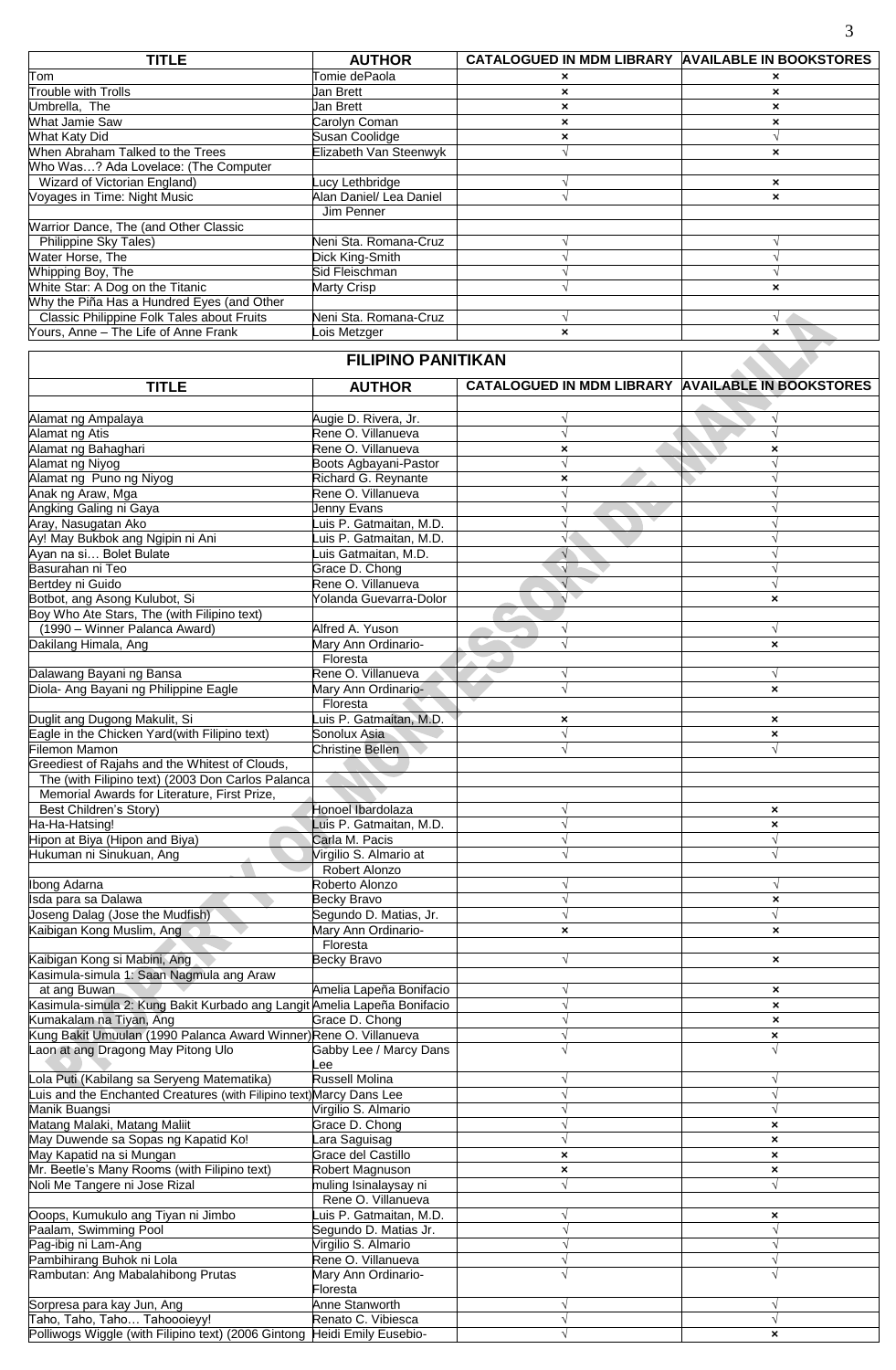| TITLE | AUTHOR | CATALOGUED IN MDM LIBRARY | AVAILABLE IN BOOKSTORES |
|---|---|---|---|
| Tom | Tomie dePaola | × | × |
| Trouble with Trolls | Jan Brett | × | × |
| Umbrella, The | Jan Brett | × | × |
| What Jamie Saw | Carolyn Coman | × | × |
| What Katy Did | Susan Coolidge | × | √ |
| When Abraham Talked to the Trees | Elizabeth Van Steenwyk | √ | × |
| Who Was…? Ada Lovelace: (The Computer Wizard of Victorian England) | Lucy Lethbridge | √ | × |
| Voyages in Time: Night Music | Alan Daniel/ Lea Daniel Jim Penner | √ | × |
| Warrior Dance, The (and Other Classic Philippine Sky Tales) | Neni Sta. Romana-Cruz | √ | √ |
| Water Horse, The | Dick King-Smith | √ | √ |
| Whipping Boy, The | Sid Fleischman | √ | √ |
| White Star: A Dog on the Titanic | Marty Crisp | √ | × |
| Why the Piña Has a Hundred Eyes (and Other Classic Philippine Folk Tales about Fruits | Neni Sta. Romana-Cruz | √ | √ |
| Yours, Anne – The Life of Anne Frank | Lois Metzger | × | × |

## FILIPINO PANITIKAN

| TITLE | AUTHOR | CATALOGUED IN MDM LIBRARY | AVAILABLE IN BOOKSTORES |
|---|---|---|---|
| Alamat ng Ampalaya | Augie D. Rivera, Jr. | √ | √ |
| Alamat ng Atis | Rene O. Villanueva | √ | √ |
| Alamat ng Bahaghari | Rene O. Villanueva | × | × |
| Alamat ng Niyog | Boots Agbayani-Pastor | √ | √ |
| Alamat ng Puno ng Niyog | Richard G. Reynante | × | √ |
| Anak ng Araw, Mga | Rene O. Villanueva | √ | √ |
| Angking Galing ni Gaya | Jenny Evans | √ | √ |
| Aray, Nasugatan Ako | Luis P. Gatmaitan, M.D. | √ | √ |
| Ay! May Bukbok ang Ngipin ni Ani | Luis P. Gatmaitan, M.D. | √ | √ |
| Ayan na si… Bolet Bulate | Luis Gatmaitan, M.D. | √ | √ |
| Basurahan ni Teo | Grace D. Chong | √ | √ |
| Bertdey ni Guido | Rene O. Villanueva | √ | √ |
| Botbot, ang Asong Kulubot, Si | Yolanda Guevarra-Dolor | √ | × |
| Boy Who Ate Stars, The (with Filipino text) (1990 – Winner Palanca Award) | Alfred A. Yuson | √ | √ |
| Dakilang Himala, Ang | Mary Ann Ordinario-Floresta | √ | × |
| Dalawang Bayani ng Bansa | Rene O. Villanueva | √ | √ |
| Diola- Ang Bayani ng Philippine Eagle | Mary Ann Ordinario-Floresta | √ | × |
| Duglit ang Dugong Makulit, Si | Luis P. Gatmaitan, M.D. | × | × |
| Eagle in the Chicken Yard(with Filipino text) | Sonolux Asia | √ | × |
| Filemon Mamon | Christine Bellen | √ | √ |
| Greediest of Rajahs and the Whitest of Clouds, The (with Filipino text) (2003 Don Carlos Palanca Memorial Awards for Literature, First Prize, Best Children's Story) | Honoel Ibardolaza | √ | × |
| Ha-Ha-Hatsing! | Luis P. Gatmaitan, M.D. | √ | × |
| Hipon at Biya (Hipon and Biya) | Carla M. Pacis | √ | √ |
| Hukuman ni Sinukuan, Ang | Virgilio S. Almario at Robert Alonzo | √ | √ |
| Ibong Adarna | Roberto Alonzo | √ | √ |
| Isda para sa Dalawa | Becky Bravo | √ | × |
| Joseng Dalag (Jose the Mudfish) | Segundo D. Matias, Jr. | √ | √ |
| Kaibigan Kong Muslim, Ang | Mary Ann Ordinario-Floresta | × | × |
| Kaibigan Kong si Mabini, Ang | Becky Bravo | √ | × |
| Kasimula-simula 1: Saan Nagmula ang Araw at ang Buwan | Amelia Lapeña Bonifacio | √ | × |
| Kasimula-simula 2: Kung Bakit Kurbado ang Langit | Amelia Lapeña Bonifacio | √ | × |
| Kumakalam na Tiyan, Ang | Grace D. Chong | √ | × |
| Kung Bakit Umuulan (1990 Palanca Award Winner) | Rene O. Villanueva | √ | × |
| Laon at ang Dragong May Pitong Ulo | Gabby Lee / Marcy Dans Lee | √ | √ |
| Lola Puti (Kabilang sa Seryeng Matematika) | Russell Molina | √ | √ |
| Luis and the Enchanted Creatures (with Filipino text) | Marcy Dans Lee | √ | √ |
| Manik Buangsi | Virgilio S. Almario | √ | √ |
| Matang Malaki, Matang Maliit | Grace D. Chong | √ | × |
| May Duwende sa Sopas ng Kapatid Ko! | Lara Saguisag | √ | × |
| May Kapatid na si Mungan | Grace del Castillo | × | × |
| Mr. Beetle's Many Rooms (with Filipino text) | Robert Magnuson | × | × |
| Noli Me Tangere ni Jose Rizal | muling Isinalaysay ni Rene O. Villanueva | √ | √ |
| Ooops, Kumukulo ang Tiyan ni Jimbo | Luis P. Gatmaitan, M.D. | √ | × |
| Paalam, Swimming Pool | Segundo D. Matias Jr. | √ | √ |
| Pag-ibig ni Lam-Ang | Virgilio S. Almario | √ | √ |
| Pambihirang Buhok ni Lola | Rene O. Villanueva | √ | √ |
| Rambutan: Ang Mabalahibong Prutas | Mary Ann Ordinario-Floresta | √ | √ |
| Sorpresa para kay Jun, Ang | Anne Stanworth | √ | √ |
| Taho, Taho, Taho… Tahoooieyy! | Renato C. Vibiesca | √ | √ |
| Polliwogs Wiggle (with Filipino text) (2006 Gintong | Heidi Emily Eusebio- | √ | × |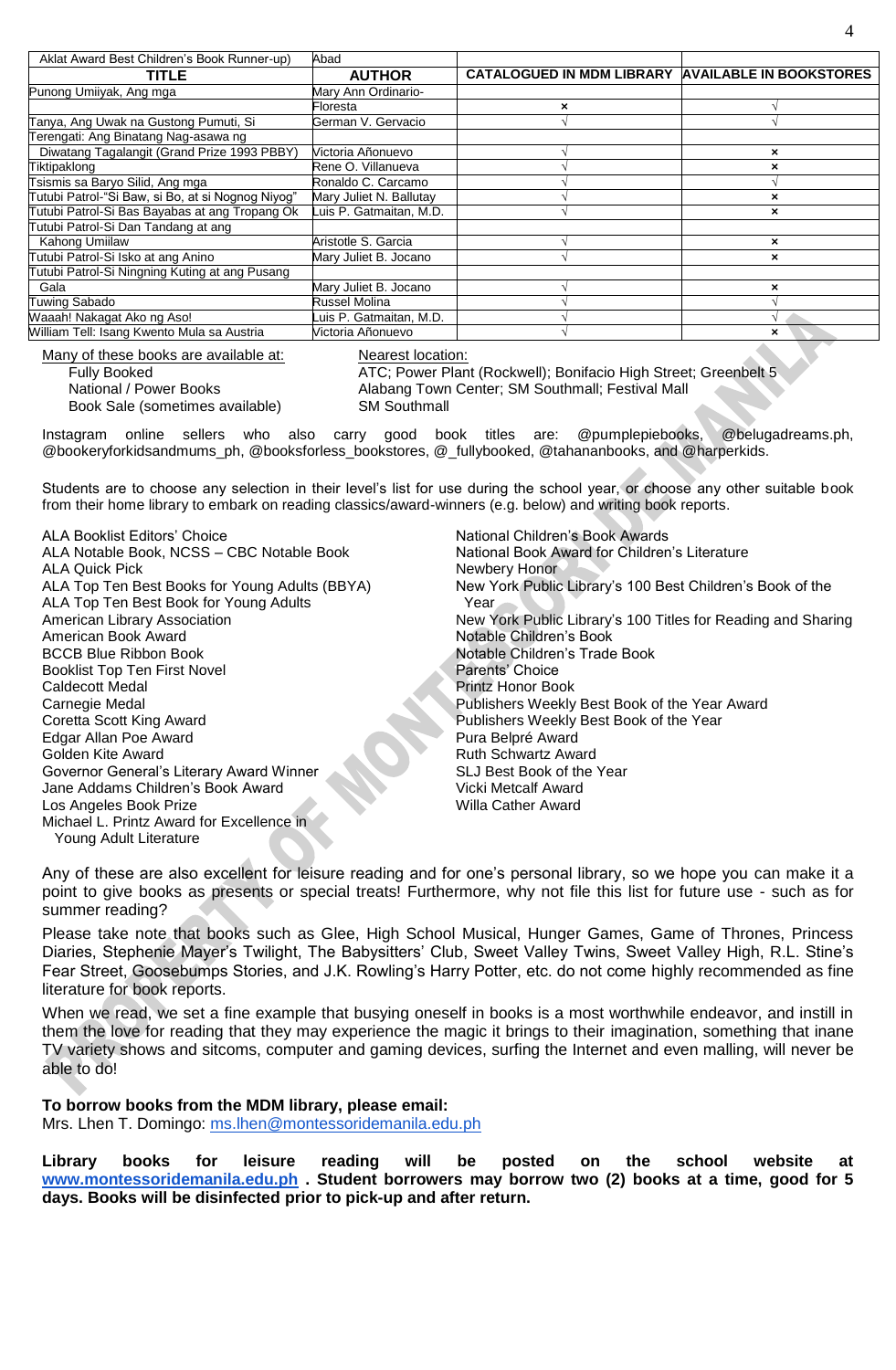| TITLE | AUTHOR | CATALOGUED IN MDM LIBRARY | AVAILABLE IN BOOKSTORES |
|---|---|---|---|
| Aklat Award Best Children's Book Runner-up) | Abad | | |
| Punong Umiiyak, Ang mga | Mary Ann Ordinario-Floresta | × | √ |
| Tanya, Ang Uwak na Gustong Pumuti, Si | German V. Gervacio | √ | √ |
| Terengati: Ang Binatang Nag-asawa ng Diwatang Tagalangit (Grand Prize 1993 PBBY) | Victoria Añonuevo | √ | × |
| Tiktipaklong | Rene O. Villanueva | √ | × |
| Tsismis sa Baryo Silid, Ang mga | Ronaldo C. Carcamo | √ | √ |
| Tutubi Patrol-"Si Baw, si Bo, at si Nognog Niyog" | Mary Juliet N. Ballutay | √ | × |
| Tutubi Patrol-Si Bas Bayabas at ang Tropang Ok | Luis P. Gatmaitan, M.D. | √ | × |
| Tutubi Patrol-Si Dan Tandang at ang Kahong Umiilaw | Aristotle S. Garcia | √ | × |
| Tutubi Patrol-Si Isko at ang Anino | Mary Juliet B. Jocano | √ | × |
| Tutubi Patrol-Si Ningning Kuting at ang Pusang Gala | Mary Juliet B. Jocano | √ | × |
| Tuwing Sabado | Russel Molina | √ | √ |
| Waaah! Nakagat Ako ng Aso! | Luis P. Gatmaitan, M.D. | √ | √ |
| William Tell: Isang Kwento Mula sa Austria | Victoria Añonuevo | √ | × |

Many of these books are available at:
- Fully Booked
- National / Power Books
- Book Sale (sometimes available)

Nearest location:
- ATC; Power Plant (Rockwell); Bonifacio High Street; Greenbelt 5
- Alabang Town Center; SM Southmall; Festival Mall
- SM Southmall

Instagram online sellers who also carry good book titles are: @pumplepiebooks, @belugadreams.ph, @bookeryforkidsandmums_ph, @booksforless_bookstores, @_fullybooked, @tahananbooks, and @harperkids.

Students are to choose any selection in their level's list for use during the school year, or choose any other suitable book from their home library to embark on reading classics/award-winners (e.g. below) and writing book reports.

ALA Booklist Editors' Choice
ALA Notable Book, NCSS – CBC Notable Book
ALA Quick Pick
ALA Top Ten Best Books for Young Adults (BBYA)
ALA Top Ten Best Book for Young Adults
American Library Association
American Book Award
BCCB Blue Ribbon Book
Booklist Top Ten First Novel
Caldecott Medal
Carnegie Medal
Coretta Scott King Award
Edgar Allan Poe Award
Golden Kite Award
Governor General's Literary Award Winner
Jane Addams Children's Book Award
Los Angeles Book Prize
Michael L. Printz Award for Excellence in Young Adult Literature
National Children's Book Awards
National Book Award for Children's Literature
Newbery Honor
New York Public Library's 100 Best Children's Book of the Year
New York Public Library's 100 Titles for Reading and Sharing
Notable Children's Book
Notable Children's Trade Book
Parents' Choice
Printz Honor Book
Publishers Weekly Best Book of the Year Award
Publishers Weekly Best Book of the Year
Pura Belpré Award
Ruth Schwartz Award
SLJ Best Book of the Year
Vicki Metcalf Award
Willa Cather Award

Any of these are also excellent for leisure reading and for one's personal library, so we hope you can make it a point to give books as presents or special treats! Furthermore, why not file this list for future use - such as for summer reading?

Please take note that books such as Glee, High School Musical, Hunger Games, Game of Thrones, Princess Diaries, Stephenie Mayer's Twilight, The Babysitters' Club, Sweet Valley Twins, Sweet Valley High, R.L. Stine's Fear Street, Goosebumps Stories, and J.K. Rowling's Harry Potter, etc. do not come highly recommended as fine literature for book reports.

When we read, we set a fine example that busying oneself in books is a most worthwhile endeavor, and instill in them the love for reading that they may experience the magic it brings to their imagination, something that inane TV variety shows and sitcoms, computer and gaming devices, surfing the Internet and even malling, will never be able to do!

**To borrow books from the MDM library, please email:**
Mrs. Lhen T. Domingo: ms.lhen@montessoridemanila.edu.ph

**Library books for leisure reading will be posted on the school website at www.montessoridemanila.edu.ph . Student borrowers may borrow two (2) books at a time, good for 5 days. Books will be disinfected prior to pick-up and after return.**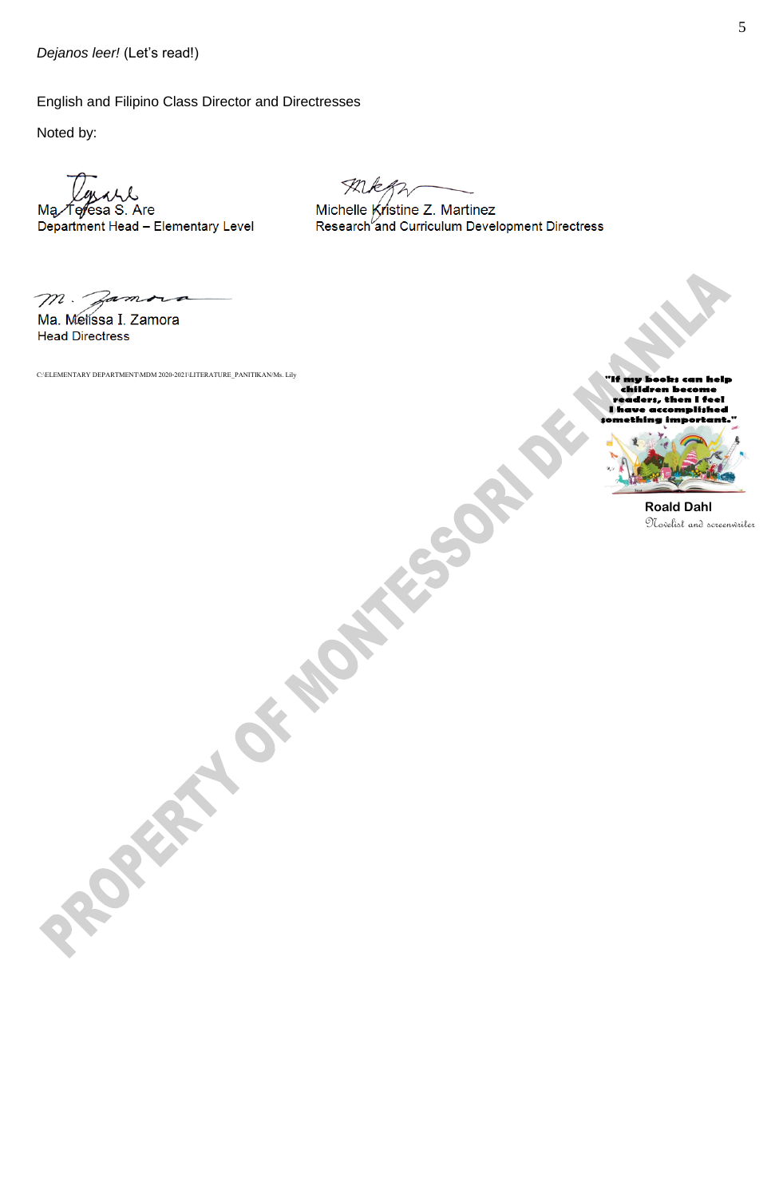*Dejanos leer!* (Let's read!)

English and Filipino Class Director and Directresses

Noted by:

Ma. Teresa S. Are
Department Head – Elementary Level

Michelle Kristine Z. Martinez
Research and Curriculum Development Directress

Ma. Melissa I. Zamora
Head Directress

C:\ELEMENTARY DEPARTMENT\MDM 2020-2021\LITERATURE_PANITIKAN\Ms. Lily

"If my books can help children become readers, then I feel I have accomplished something important."

Roald Dahl
Novelist and screenwriter

PROPERTY OF MONTESSORI DE MANILA